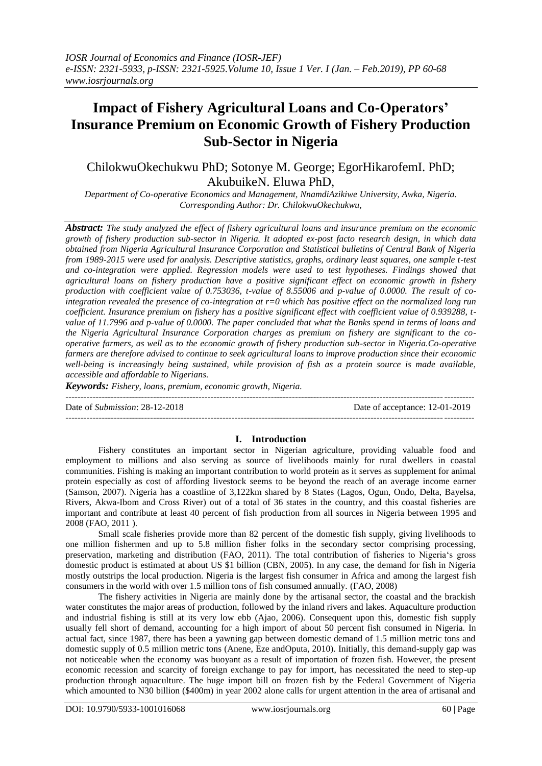# Impact of Fishery Agricultural Loans and Co-Operators' Insurance Premium on Economic Growth of Fishery Production Sub-Sector in Nigeria

ChilokwuOkechukwu PhD; Sotonye M. George; EgorHikarofemI. PhD; AkubuikeN. Eluwa PhD,

*Department of Co-operative Economics and Management, NnamdiAzikiwe University, Awka, Nigeria.*
*Corresponding Author: Dr. ChilokwuOkechukwu,*

***Abstract:*** *The study analyzed the effect of fishery agricultural loans and insurance premium on the economic growth of fishery production sub-sector in Nigeria. It adopted ex-post facto research design, in which data obtained from Nigeria Agricultural Insurance Corporation and Statistical bulletins of Central Bank of Nigeria from 1989-2015 were used for analysis. Descriptive statistics, graphs, ordinary least squares, one sample t-test and co-integration were applied. Regression models were used to test hypotheses. Findings showed that agricultural loans on fishery production have a positive significant effect on economic growth in fishery production with coefficient value of 0.753036, t-value of 8.55006 and p-value of 0.0000. The result of co-integration revealed the presence of co-integration at r=0 which has positive effect on the normalized long run coefficient. Insurance premium on fishery has a positive significant effect with coefficient value of 0.939288, t-value of 11.7996 and p-value of 0.0000. The paper concluded that what the Banks spend in terms of loans and the Nigeria Agricultural Insurance Corporation charges as premium on fishery are significant to the co-operative farmers, as well as to the economic growth of fishery production sub-sector in Nigeria.Co-operative farmers are therefore advised to continue to seek agricultural loans to improve production since their economic well-being is increasingly being sustained, while provision of fish as a protein source is made available, accessible and affordable to Nigerians.*

***Keywords:*** *Fishery, loans, premium, economic growth, Nigeria.*

---

Date of *Submission*: 28-12-2018 | Date of acceptance: 12-01-2019

---

## I. Introduction

Fishery constitutes an important sector in Nigerian agriculture, providing valuable food and employment to millions and also serving as source of livelihoods mainly for rural dwellers in coastal communities. Fishing is making an important contribution to world protein as it serves as supplement for animal protein especially as cost of affording livestock seems to be beyond the reach of an average income earner (Samson, 2007). Nigeria has a coastline of 3,122km shared by 8 States (Lagos, Ogun, Ondo, Delta, Bayelsa, Rivers, Akwa-Ibom and Cross River) out of a total of 36 states in the country, and this coastal fisheries are important and contribute at least 40 percent of fish production from all sources in Nigeria between 1995 and 2008 (FAO, 2011 ).

Small scale fisheries provide more than 82 percent of the domestic fish supply, giving livelihoods to one million fishermen and up to 5.8 million fisher folks in the secondary sector comprising processing, preservation, marketing and distribution (FAO, 2011). The total contribution of fisheries to Nigeria's gross domestic product is estimated at about US $1 billion (CBN, 2005). In any case, the demand for fish in Nigeria mostly outstrips the local production. Nigeria is the largest fish consumer in Africa and among the largest fish consumers in the world with over 1.5 million tons of fish consumed annually. (FAO, 2008)

The fishery activities in Nigeria are mainly done by the artisanal sector, the coastal and the brackish water constitutes the major areas of production, followed by the inland rivers and lakes. Aquaculture production and industrial fishing is still at its very low ebb (Ajao, 2006). Consequent upon this, domestic fish supply usually fell short of demand, accounting for a high import of about 50 percent fish consumed in Nigeria. In actual fact, since 1987, there has been a yawning gap between domestic demand of 1.5 million metric tons and domestic supply of 0.5 million metric tons (Anene, Eze andOputa, 2010). Initially, this demand-supply gap was not noticeable when the economy was buoyant as a result of importation of frozen fish. However, the present economic recession and scarcity of foreign exchange to pay for import, has necessitated the need to step-up production through aquaculture. The huge import bill on frozen fish by the Federal Government of Nigeria which amounted to N30 billion ($400m) in year 2002 alone calls for urgent attention in the area of artisanal and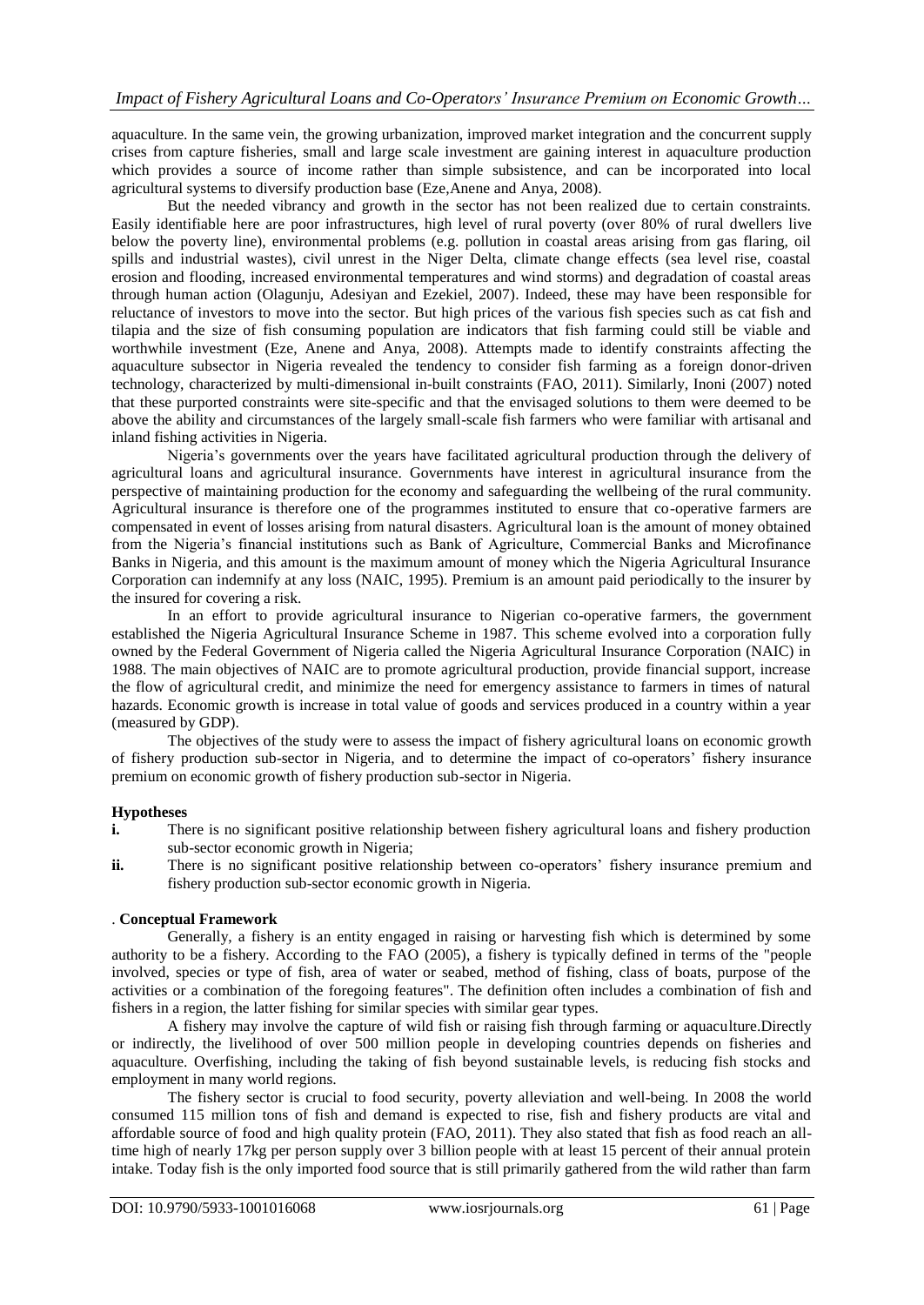aquaculture. In the same vein, the growing urbanization, improved market integration and the concurrent supply crises from capture fisheries, small and large scale investment are gaining interest in aquaculture production which provides a source of income rather than simple subsistence, and can be incorporated into local agricultural systems to diversify production base (Eze,Anene and Anya, 2008).

But the needed vibrancy and growth in the sector has not been realized due to certain constraints. Easily identifiable here are poor infrastructures, high level of rural poverty (over 80% of rural dwellers live below the poverty line), environmental problems (e.g. pollution in coastal areas arising from gas flaring, oil spills and industrial wastes), civil unrest in the Niger Delta, climate change effects (sea level rise, coastal erosion and flooding, increased environmental temperatures and wind storms) and degradation of coastal areas through human action (Olagunju, Adesiyan and Ezekiel, 2007). Indeed, these may have been responsible for reluctance of investors to move into the sector. But high prices of the various fish species such as cat fish and tilapia and the size of fish consuming population are indicators that fish farming could still be viable and worthwhile investment (Eze, Anene and Anya, 2008). Attempts made to identify constraints affecting the aquaculture subsector in Nigeria revealed the tendency to consider fish farming as a foreign donor-driven technology, characterized by multi-dimensional in-built constraints (FAO, 2011). Similarly, Inoni (2007) noted that these purported constraints were site-specific and that the envisaged solutions to them were deemed to be above the ability and circumstances of the largely small-scale fish farmers who were familiar with artisanal and inland fishing activities in Nigeria.

Nigeria's governments over the years have facilitated agricultural production through the delivery of agricultural loans and agricultural insurance. Governments have interest in agricultural insurance from the perspective of maintaining production for the economy and safeguarding the wellbeing of the rural community. Agricultural insurance is therefore one of the programmes instituted to ensure that co-operative farmers are compensated in event of losses arising from natural disasters. Agricultural loan is the amount of money obtained from the Nigeria's financial institutions such as Bank of Agriculture, Commercial Banks and Microfinance Banks in Nigeria, and this amount is the maximum amount of money which the Nigeria Agricultural Insurance Corporation can indemnify at any loss (NAIC, 1995). Premium is an amount paid periodically to the insurer by the insured for covering a risk.

In an effort to provide agricultural insurance to Nigerian co-operative farmers, the government established the Nigeria Agricultural Insurance Scheme in 1987. This scheme evolved into a corporation fully owned by the Federal Government of Nigeria called the Nigeria Agricultural Insurance Corporation (NAIC) in 1988. The main objectives of NAIC are to promote agricultural production, provide financial support, increase the flow of agricultural credit, and minimize the need for emergency assistance to farmers in times of natural hazards. Economic growth is increase in total value of goods and services produced in a country within a year (measured by GDP).

The objectives of the study were to assess the impact of fishery agricultural loans on economic growth of fishery production sub-sector in Nigeria, and to determine the impact of co-operators' fishery insurance premium on economic growth of fishery production sub-sector in Nigeria.

**Hypotheses**

- **i.** There is no significant positive relationship between fishery agricultural loans and fishery production sub-sector economic growth in Nigeria;
- **ii.** There is no significant positive relationship between co-operators' fishery insurance premium and fishery production sub-sector economic growth in Nigeria.

. **Conceptual Framework**

Generally, a fishery is an entity engaged in raising or harvesting fish which is determined by some authority to be a fishery. According to the FAO (2005), a fishery is typically defined in terms of the "people involved, species or type of fish, area of water or seabed, method of fishing, class of boats, purpose of the activities or a combination of the foregoing features". The definition often includes a combination of fish and fishers in a region, the latter fishing for similar species with similar gear types.

A fishery may involve the capture of wild fish or raising fish through farming or aquaculture.Directly or indirectly, the livelihood of over 500 million people in developing countries depends on fisheries and aquaculture. Overfishing, including the taking of fish beyond sustainable levels, is reducing fish stocks and employment in many world regions.

The fishery sector is crucial to food security, poverty alleviation and well-being. In 2008 the world consumed 115 million tons of fish and demand is expected to rise, fish and fishery products are vital and affordable source of food and high quality protein (FAO, 2011). They also stated that fish as food reach an all-time high of nearly 17kg per person supply over 3 billion people with at least 15 percent of their annual protein intake. Today fish is the only imported food source that is still primarily gathered from the wild rather than farm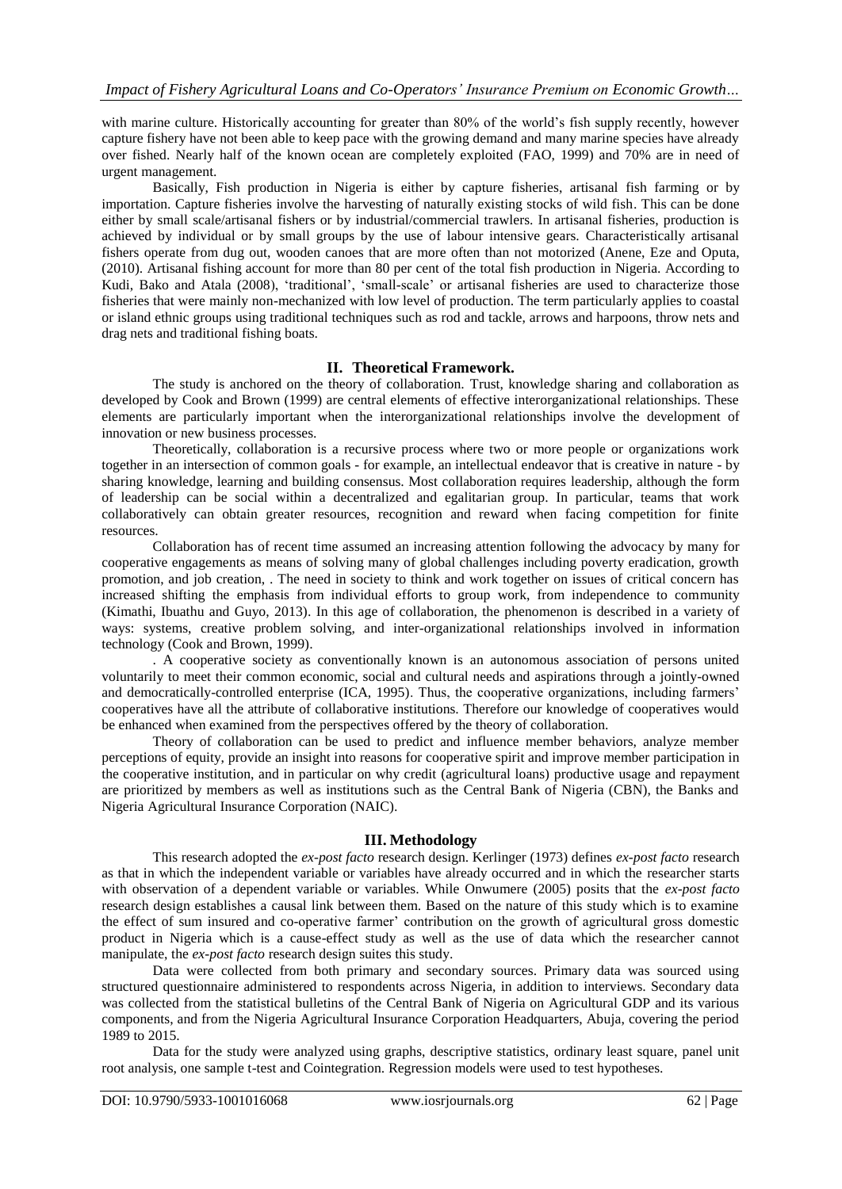with marine culture. Historically accounting for greater than 80% of the world's fish supply recently, however capture fishery have not been able to keep pace with the growing demand and many marine species have already over fished. Nearly half of the known ocean are completely exploited (FAO, 1999) and 70% are in need of urgent management.

Basically, Fish production in Nigeria is either by capture fisheries, artisanal fish farming or by importation. Capture fisheries involve the harvesting of naturally existing stocks of wild fish. This can be done either by small scale/artisanal fishers or by industrial/commercial trawlers. In artisanal fisheries, production is achieved by individual or by small groups by the use of labour intensive gears. Characteristically artisanal fishers operate from dug out, wooden canoes that are more often than not motorized (Anene, Eze and Oputa, (2010). Artisanal fishing account for more than 80 per cent of the total fish production in Nigeria. According to Kudi, Bako and Atala (2008), 'traditional', 'small-scale' or artisanal fisheries are used to characterize those fisheries that were mainly non-mechanized with low level of production. The term particularly applies to coastal or island ethnic groups using traditional techniques such as rod and tackle, arrows and harpoons, throw nets and drag nets and traditional fishing boats.

## II. Theoretical Framework.

The study is anchored on the theory of collaboration. Trust, knowledge sharing and collaboration as developed by Cook and Brown (1999) are central elements of effective interorganizational relationships. These elements are particularly important when the interorganizational relationships involve the development of innovation or new business processes.

Theoretically, collaboration is a recursive process where two or more people or organizations work together in an intersection of common goals - for example, an intellectual endeavor that is creative in nature - by sharing knowledge, learning and building consensus. Most collaboration requires leadership, although the form of leadership can be social within a decentralized and egalitarian group. In particular, teams that work collaboratively can obtain greater resources, recognition and reward when facing competition for finite resources.

Collaboration has of recent time assumed an increasing attention following the advocacy by many for cooperative engagements as means of solving many of global challenges including poverty eradication, growth promotion, and job creation, . The need in society to think and work together on issues of critical concern has increased shifting the emphasis from individual efforts to group work, from independence to community (Kimathi, Ibuathu and Guyo, 2013). In this age of collaboration, the phenomenon is described in a variety of ways: systems, creative problem solving, and inter-organizational relationships involved in information technology (Cook and Brown, 1999).

. A cooperative society as conventionally known is an autonomous association of persons united voluntarily to meet their common economic, social and cultural needs and aspirations through a jointly-owned and democratically-controlled enterprise (ICA, 1995). Thus, the cooperative organizations, including farmers' cooperatives have all the attribute of collaborative institutions. Therefore our knowledge of cooperatives would be enhanced when examined from the perspectives offered by the theory of collaboration.

Theory of collaboration can be used to predict and influence member behaviors, analyze member perceptions of equity, provide an insight into reasons for cooperative spirit and improve member participation in the cooperative institution, and in particular on why credit (agricultural loans) productive usage and repayment are prioritized by members as well as institutions such as the Central Bank of Nigeria (CBN), the Banks and Nigeria Agricultural Insurance Corporation (NAIC).

## III. Methodology

This research adopted the *ex-post facto* research design. Kerlinger (1973) defines *ex-post facto* research as that in which the independent variable or variables have already occurred and in which the researcher starts with observation of a dependent variable or variables. While Onwumere (2005) posits that the *ex-post facto* research design establishes a causal link between them. Based on the nature of this study which is to examine the effect of sum insured and co-operative farmer' contribution on the growth of agricultural gross domestic product in Nigeria which is a cause-effect study as well as the use of data which the researcher cannot manipulate, the *ex-post facto* research design suites this study.

Data were collected from both primary and secondary sources. Primary data was sourced using structured questionnaire administered to respondents across Nigeria, in addition to interviews. Secondary data was collected from the statistical bulletins of the Central Bank of Nigeria on Agricultural GDP and its various components, and from the Nigeria Agricultural Insurance Corporation Headquarters, Abuja, covering the period 1989 to 2015.

Data for the study were analyzed using graphs, descriptive statistics, ordinary least square, panel unit root analysis, one sample t-test and Cointegration. Regression models were used to test hypotheses.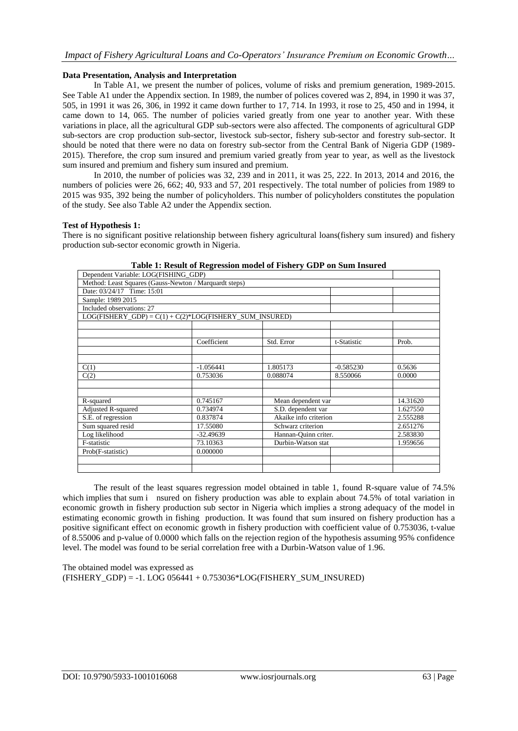**Data Presentation, Analysis and Interpretation**

In Table A1, we present the number of polices, volume of risks and premium generation, 1989-2015. See Table A1 under the Appendix section. In 1989, the number of polices covered was 2, 894, in 1990 it was 37, 505, in 1991 it was 26, 306, in 1992 it came down further to 17, 714. In 1993, it rose to 25, 450 and in 1994, it came down to 14, 065. The number of policies varied greatly from one year to another year. With these variations in place, all the agricultural GDP sub-sectors were also affected. The components of agricultural GDP sub-sectors are crop production sub-sector, livestock sub-sector, fishery sub-sector and forestry sub-sector. It should be noted that there were no data on forestry sub-sector from the Central Bank of Nigeria GDP (1989-2015). Therefore, the crop sum insured and premium varied greatly from year to year, as well as the livestock sum insured and premium and fishery sum insured and premium.

In 2010, the number of policies was 32, 239 and in 2011, it was 25, 222. In 2013, 2014 and 2016, the numbers of policies were 26, 662; 40, 933 and 57, 201 respectively. The total number of policies from 1989 to 2015 was 935, 392 being the number of policyholders. This number of policyholders constitutes the population of the study. See also Table A2 under the Appendix section.

**Test of Hypothesis 1:**

There is no significant positive relationship between fishery agricultural loans(fishery sum insured) and fishery production sub-sector economic growth in Nigeria.

**Table 1: Result of Regression model of Fishery GDP on Sum Insured**

| Dependent Variable: LOG(FISHING_GDP) | | | | |
|---|---|---|---|---|
| Method: Least Squares (Gauss-Newton / Marquardt steps) | | | | |
| Date: 03/24/17 Time: 15:01 | | | | |
| Sample: 1989 2015 | | | | |
| Included observations: 27 | | | | |
| LOG(FISHERY_GDP) = C(1) + C(2)*LOG(FISHERY_SUM_INSURED) | | | | |
| | Coefficient | Std. Error | t-Statistic | Prob. |
| C(1) | -1.056441 | 1.805173 | -0.585230 | 0.5636 |
| C(2) | 0.753036 | 0.088074 | 8.550066 | 0.0000 |
| R-squared | 0.745167 | Mean dependent var | | 14.31620 |
| Adjusted R-squared | 0.734974 | S.D. dependent var | | 1.627550 |
| S.E. of regression | 0.837874 | Akaike info criterion | | 2.555288 |
| Sum squared resid | 17.55080 | Schwarz criterion | | 2.651276 |
| Log likelihood | -32.49639 | Hannan-Quinn criter. | | 2.583830 |
| F-statistic | 73.10363 | Durbin-Watson stat | | 1.959656 |
| Prob(F-statistic) | 0.000000 | | | |

The result of the least squares regression model obtained in table 1, found R-square value of 74.5% which implies that sum i nsured on fishery production was able to explain about 74.5% of total variation in economic growth in fishery production sub sector in Nigeria which implies a strong adequacy of the model in estimating economic growth in fishing production. It was found that sum insured on fishery production has a positive significant effect on economic growth in fishery production with coefficient value of 0.753036, t-value of 8.55006 and p-value of 0.0000 which falls on the rejection region of the hypothesis assuming 95% confidence level. The model was found to be serial correlation free with a Durbin-Watson value of 1.96.

The obtained model was expressed as

(FISHERY_GDP) = -1. LOG 056441 + 0.753036*LOG(FISHERY_SUM_INSURED)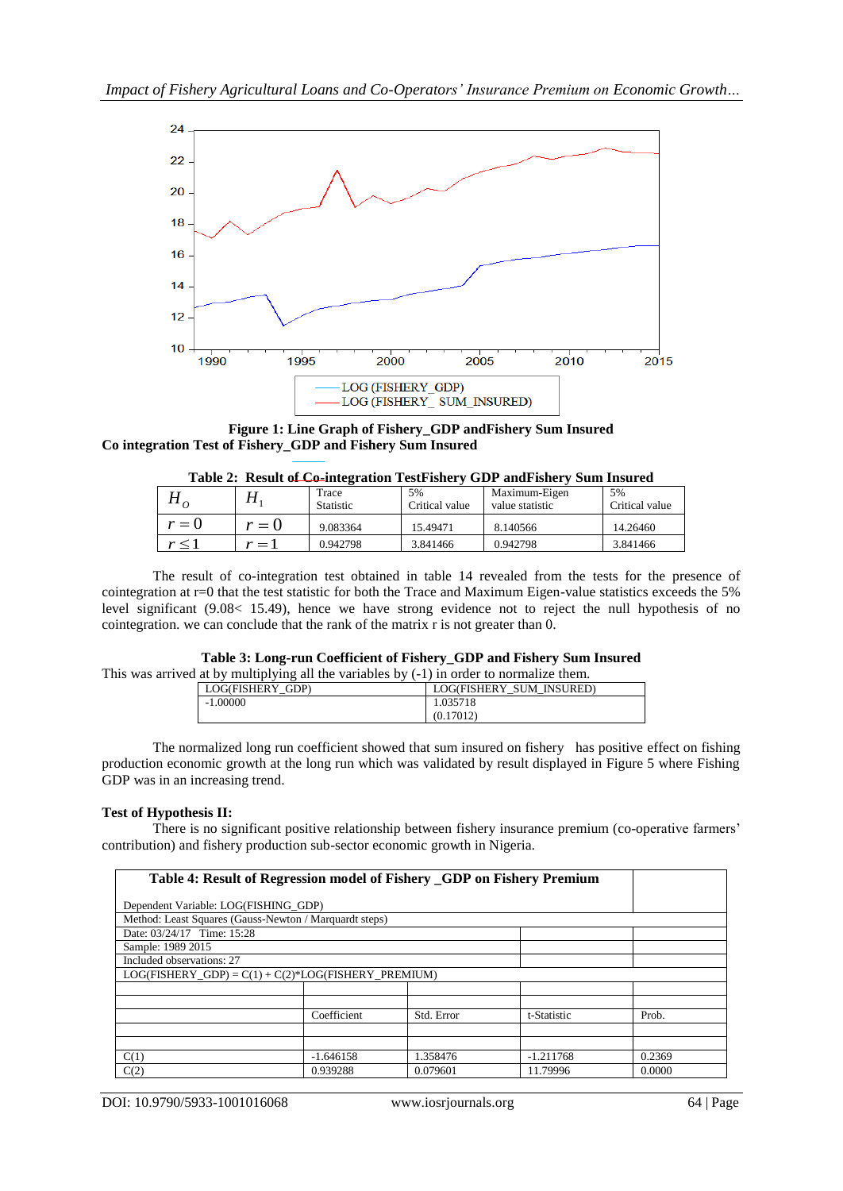Figure 1: Line Graph of Fishery_GDP andFishery Sum Insured

**Co integration Test of Fishery_GDP and Fishery Sum Insured**

**Table 2: Result of Co-integration TestFishery GDP andFishery Sum Insured**

| $H_O$ | $H_1$ | Trace Statistic | 5% Critical value | Maximum-Eigen value statistic | 5% Critical value |
|---|---|---|---|---|---|
| $r = 0$ | $r = 0$ | 9.083364 | 15.49471 | 8.140566 | 14.26460 |
| $r \leq 1$ | $r = 1$ | 0.942798 | 3.841466 | 0.942798 | 3.841466 |

The result of co-integration test obtained in table 14 revealed from the tests for the presence of cointegration at r=0 that the test statistic for both the Trace and Maximum Eigen-value statistics exceeds the 5% level significant (9.08< 15.49), hence we have strong evidence not to reject the null hypothesis of no cointegration. we can conclude that the rank of the matrix r is not greater than 0.

**Table 3: Long-run Coefficient of Fishery_GDP and Fishery Sum Insured**

This was arrived at by multiplying all the variables by (-1) in order to normalize them.

| LOG(FISHERY_GDP) | LOG(FISHERY_SUM_INSURED) |
|---|---|
| -1.00000 | 1.035718 |
| | (0.17012) |

The normalized long run coefficient showed that sum insured on fishery has positive effect on fishing production economic growth at the long run which was validated by result displayed in Figure 5 where Fishing GDP was in an increasing trend.

**Test of Hypothesis II:**

There is no significant positive relationship between fishery insurance premium (co-operative farmers' contribution) and fishery production sub-sector economic growth in Nigeria.

**Table 4: Result of Regression model of Fishery _GDP on Fishery Premium**

Dependent Variable: LOG(FISHING_GDP)
Method: Least Squares (Gauss-Newton / Marquardt steps)
Date: 03/24/17 Time: 15:28
Sample: 1989 2015
Included observations: 27
LOG(FISHERY_GDP) = C(1) + C(2)*LOG(FISHERY_PREMIUM)

| | Coefficient | Std. Error | t-Statistic | Prob. |
|---|---|---|---|---|
| C(1) | -1.646158 | 1.358476 | -1.211768 | 0.2369 |
| C(2) | 0.939288 | 0.079601 | 11.79996 | 0.0000 |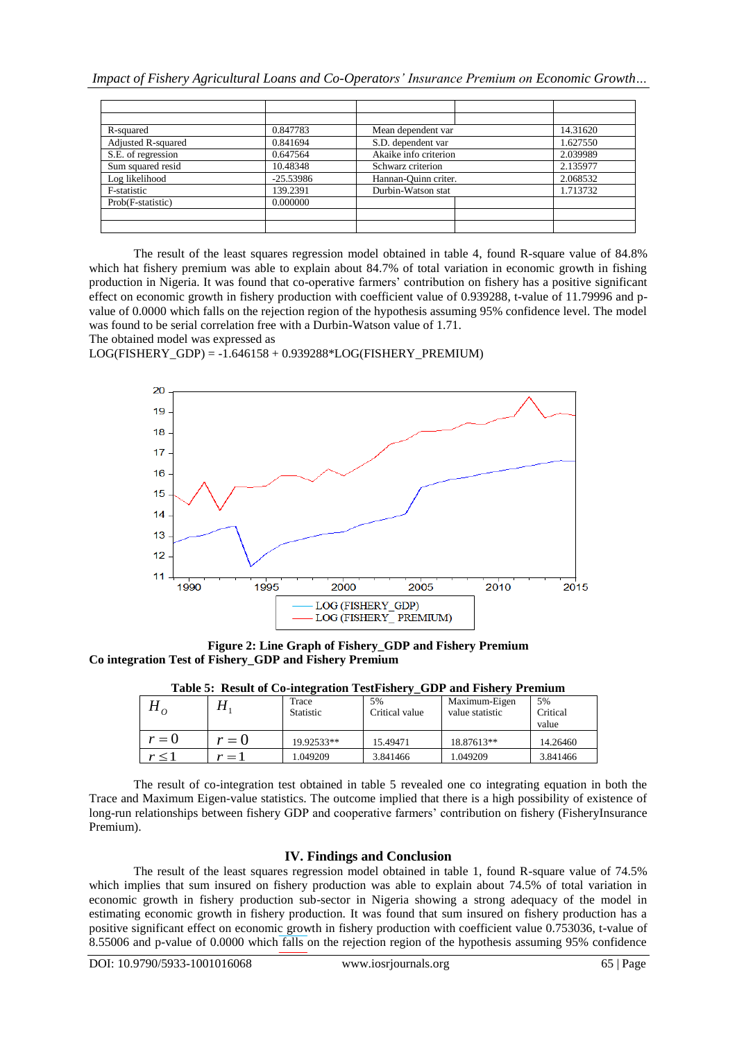| | | | | |
|---|---|---|---|---|
| | | | | |
| R-squared | 0.847783 | Mean dependent var | | 14.31620 |
| Adjusted R-squared | 0.841694 | S.D. dependent var | | 1.627550 |
| S.E. of regression | 0.647564 | Akaike info criterion | | 2.039989 |
| Sum squared resid | 10.48348 | Schwarz criterion | | 2.135977 |
| Log likelihood | -25.53986 | Hannan-Quinn criter. | | 2.068532 |
| F-statistic | 139.2391 | Durbin-Watson stat | | 1.713732 |
| Prob(F-statistic) | 0.000000 | | | |
| | | | | |
| | | | | |

The result of the least squares regression model obtained in table 4, found R-square value of 84.8% which hat fishery premium was able to explain about 84.7% of total variation in economic growth in fishing production in Nigeria. It was found that co-operative farmers' contribution on fishery has a positive significant effect on economic growth in fishery production with coefficient value of 0.939288, t-value of 11.79996 and p-value of 0.0000 which falls on the rejection region of the hypothesis assuming 95% confidence level. The model was found to be serial correlation free with a Durbin-Watson value of 1.71.

The obtained model was expressed as

LOG(FISHERY_GDP) = -1.646158 + 0.939288*LOG(FISHERY_PREMIUM)

**Figure 2: Line Graph of Fishery_GDP and Fishery Premium**

**Co integration Test of Fishery_GDP and Fishery Premium**

**Table 5: Result of Co-integration TestFishery_GDP and Fishery Premium**

| $H_O$ | $H_1$ | Trace Statistic | 5% Critical value | Maximum-Eigen value statistic | 5% Critical value |
|---|---|---|---|---|---|
| $r = 0$ | $r = 0$ | 19.92533** | 15.49471 | 18.87613** | 14.26460 |
| $r \leq 1$ | $r = 1$ | 1.049209 | 3.841466 | 1.049209 | 3.841466 |

The result of co-integration test obtained in table 5 revealed one co integrating equation in both the Trace and Maximum Eigen-value statistics. The outcome implied that there is a high possibility of existence of long-run relationships between fishery GDP and cooperative farmers' contribution on fishery (FisheryInsurance Premium).

## IV. Findings and Conclusion

The result of the least squares regression model obtained in table 1, found R-square value of 74.5% which implies that sum insured on fishery production was able to explain about 74.5% of total variation in economic growth in fishery production sub-sector in Nigeria showing a strong adequacy of the model in estimating economic growth in fishery production. It was found that sum insured on fishery production has a positive significant effect on economic growth in fishery production with coefficient value 0.753036, t-value of 8.55006 and p-value of 0.0000 which falls on the rejection region of the hypothesis assuming 95% confidence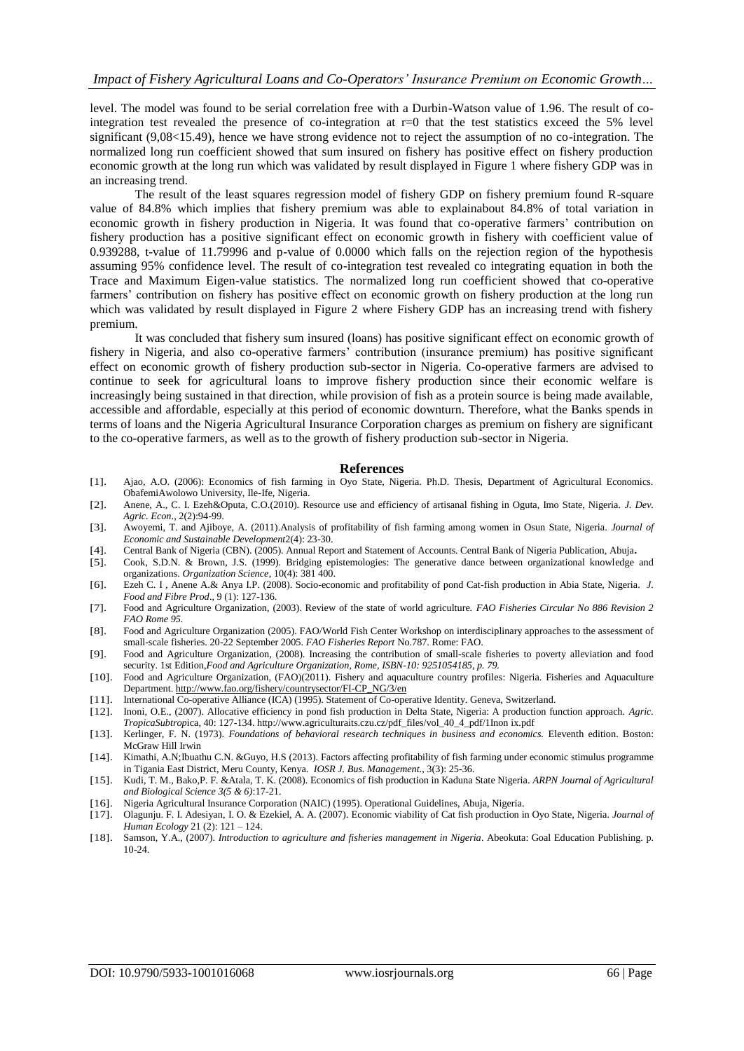level. The model was found to be serial correlation free with a Durbin-Watson value of 1.96. The result of co-integration test revealed the presence of co-integration at r=0 that the test statistics exceed the 5% level significant (9,08<15.49), hence we have strong evidence not to reject the assumption of no co-integration. The normalized long run coefficient showed that sum insured on fishery has positive effect on fishery production economic growth at the long run which was validated by result displayed in Figure 1 where fishery GDP was in an increasing trend.

The result of the least squares regression model of fishery GDP on fishery premium found R-square value of 84.8% which implies that fishery premium was able to explainabout 84.8% of total variation in economic growth in fishery production in Nigeria. It was found that co-operative farmers' contribution on fishery production has a positive significant effect on economic growth in fishery with coefficient value of 0.939288, t-value of 11.79996 and p-value of 0.0000 which falls on the rejection region of the hypothesis assuming 95% confidence level. The result of co-integration test revealed co integrating equation in both the Trace and Maximum Eigen-value statistics. The normalized long run coefficient showed that co-operative farmers' contribution on fishery has positive effect on economic growth on fishery production at the long run which was validated by result displayed in Figure 2 where Fishery GDP has an increasing trend with fishery premium.

It was concluded that fishery sum insured (loans) has positive significant effect on economic growth of fishery in Nigeria, and also co-operative farmers' contribution (insurance premium) has positive significant effect on economic growth of fishery production sub-sector in Nigeria. Co-operative farmers are advised to continue to seek for agricultural loans to improve fishery production since their economic welfare is increasingly being sustained in that direction, while provision of fish as a protein source is being made available, accessible and affordable, especially at this period of economic downturn. Therefore, what the Banks spends in terms of loans and the Nigeria Agricultural Insurance Corporation charges as premium on fishery are significant to the co-operative farmers, as well as to the growth of fishery production sub-sector in Nigeria.

## References

[1]. Ajao, A.O. (2006): Economics of fish farming in Oyo State, Nigeria. Ph.D. Thesis, Department of Agricultural Economics. ObafemiAwolowo University, Ile-Ife, Nigeria.

[2]. Anene, A., C. I. Ezeh&Oputa, C.O.(2010). Resource use and efficiency of artisanal fishing in Oguta, Imo State, Nigeria. *J. Dev. Agric. Econ*., 2(2):94-99.

[3]. Awoyemi, T. and Ajiboye, A. (2011).Analysis of profitability of fish farming among women in Osun State, Nigeria. *Journal of Economic and Sustainable Development*2(4): 23-30.

[4]. Central Bank of Nigeria (CBN). (2005). Annual Report and Statement of Accounts. Central Bank of Nigeria Publication, Abuja**.**

[5]. Cook, S.D.N. & Brown, J.S. (1999). Bridging epistemologies: The generative dance between organizational knowledge and organizations. *Organization Science,* 10(4): 381 400.

[6]. Ezeh C. I , Anene A.& Anya I.P. (2008). Socio-economic and profitability of pond Cat-fish production in Abia State, Nigeria. *J. Food and Fibre Prod*., 9 (1): 127-136.

[7]. Food and Agriculture Organization, (2003). Review of the state of world agriculture. *FAO Fisheries Circular No 886 Revision 2 FAO Rome 95.*

[8]. Food and Agriculture Organization (2005). FAO/World Fish Center Workshop on interdisciplinary approaches to the assessment of small-scale fisheries. 20-22 September 2005. *FAO Fisheries Report* No.787. Rome: FAO.

[9]. Food and Agriculture Organization, (2008). Increasing the contribution of small-scale fisheries to poverty alleviation and food security. 1st Edition,*Food and Agriculture Organization, Rome, ISBN-10: 9251054185, p. 79.*

[10]. Food and Agriculture Organization, (FAO)(2011). Fishery and aquaculture country profiles: Nigeria. Fisheries and Aquaculture Department. http://www.fao.org/fishery/countrysector/FI-CP_NG/3/en

[11]. International Co-operative Alliance (ICA) (1995). Statement of Co-operative Identity. Geneva, Switzerland.

[12]. Inoni, O.E., (2007). Allocative efficiency in pond fish production in Delta State, Nigeria: A production function approach. *Agric. TropicaSubtrop*ica, 40: 127-134. http://www.agriculturaits.czu.cz/pdf_files/vol_40_4_pdf/1Inon ix.pdf

[13]. Kerlinger, F. N. (1973). *Foundations of behavioral research techniques in business and economics.* Eleventh edition. Boston: McGraw Hill Irwin

[14]. Kimathi, A.N;Ibuathu C.N. &Guyo, H.S (2013). Factors affecting profitability of fish farming under economic stimulus programme in Tigania East District, Meru County, Kenya. *IOSR J. Bus. Management*., 3(3): 25-36.

[15]. Kudi, T. M., Bako,P. F. &Atala, T. K. (2008). Economics of fish production in Kaduna State Nigeria. *ARPN Journal of Agricultural and Biological Science 3(5 & 6)*:17-21.

[16]. Nigeria Agricultural Insurance Corporation (NAIC) (1995). Operational Guidelines, Abuja, Nigeria.

[17]. Olagunju. F. I. Adesiyan, I. O. & Ezekiel, A. A. (2007). Economic viability of Cat fish production in Oyo State, Nigeria. *Journal of Human Ecology* 21 (2): 121 – 124.

[18]. Samson, Y.A., (2007). *Introduction to agriculture and fisheries management in Nigeria*. Abeokuta: Goal Education Publishing. p. 10-24.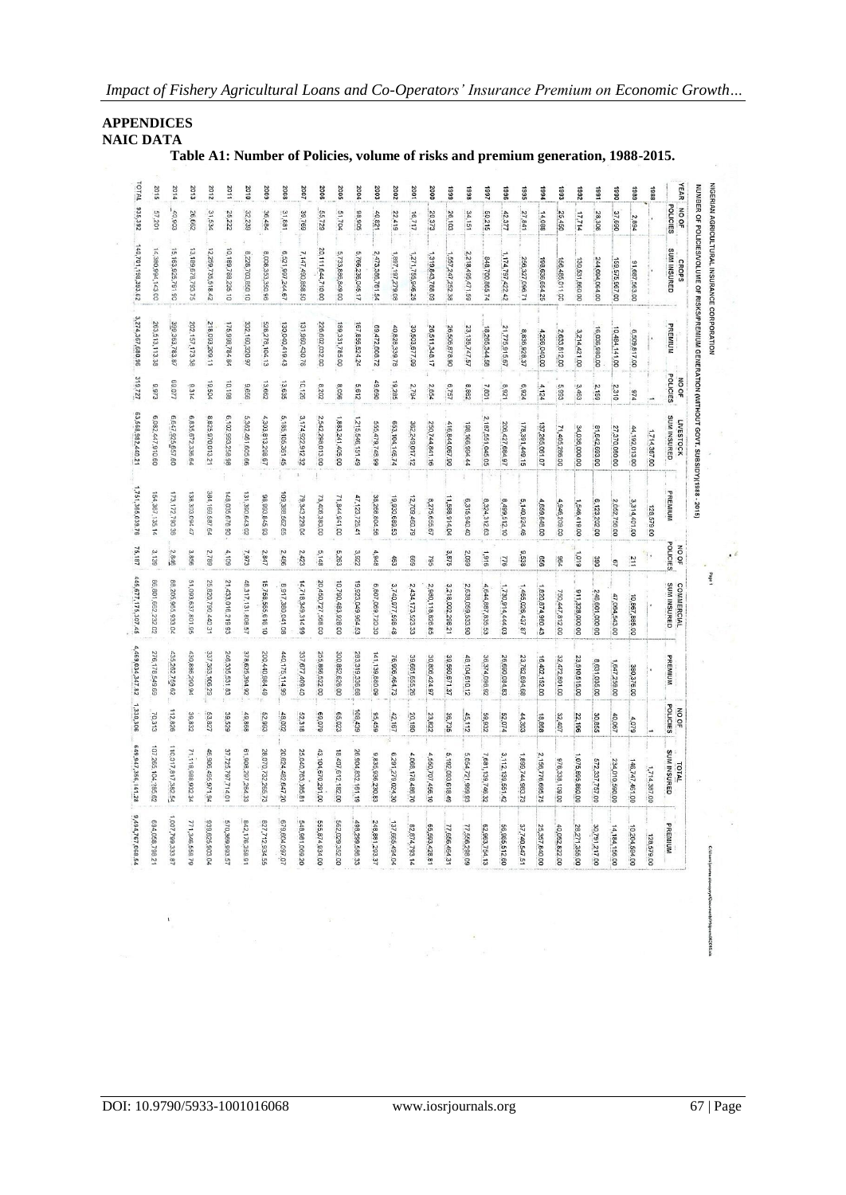## APPENDICES

### NAIC DATA

**Table A1: Number of Policies, volume of risks and premium generation, 1988-2015.**

NIGERIAN AGRICULTURAL INSURANCE CORPORATION

NUMBER OF POLICIES/VOLUME OF RISKS/PREMIUM GENERATION (WITHOUT GOVT. SUBSIDY)(1988 - 2015)

| YEAR | CROPS | | | LIVESTOCK | | | COMMERCIAL | | | TOTAL | | |
|---|---|---|---|---|---|---|---|---|---|---|---|---|
| | NO OF POLICIES | SUM INSURED | PREMIUM | NO OF POLICIES | SUM INSURED | PREMIUM | NO OF POLICIES | SUM INSURED | PREMIUM | NO OF POLICIES | SUM INSURED | PREMIUM |
| 1988 | - | - | - | 1 | 1,714,387.00 | 128,579.00 | - | - | - | 1 | 1,714,387.00 | 128,579.00 |
| 1989 | 2,894 | 91,687,563.00 | 6,509,817.00 | 974 | 44,192,013.00 | 3,314,401.00 | 211 | 10,867,885.00 | 380,376.00 | 4,079 | 146,747,461.00 | 10,204,594.00 |
| 1990 | 37,690 | 159,575,567.00 | 10,484,141.00 | 2,310 | 27,370,080.00 | 2,052,756.00 | 67 | 47,064,543.00 | 1,647,259.00 | 40,067 | 234,010,590.00 | 14,184,156.00 |
| 1991 | 28,306 | 244,604,064.00 | 16,036,980.00 | 2,159 | 81,642,693.00 | 6,123,202.00 | 390 | 246,501,000.00 | 8,631,035.00 | 30,855 | 572,337,757.00 | 30,791,217.00 |
| 1992 | 17,714 | 130,531,860.00 | 3,214,421.00 | 3,463 | 34,036,000.00 | 1,546,419.00 | 1,019 | 911,328,000.00 | 23,510,515.00 | 22,196 | 1,075,895,860.00 | 28,271,355.00 |
| 1993 | 25,450 | 156,465,011.00 | 2,633,812.00 | 5,993 | 71,405,286.00 | 4,946,209.00 | 964 | 750,447,812.00 | 32,472,801.00 | 32,407 | 978,338,109.00 | 40,052,822.00 |
| 1994 | 14,088 | 198,636,654.25 | 4,296,040.00 | 4,124 | 137,265,061.07 | 4,659,648.00 | 656 | 1,820,874,980.43 | 16,402,152.00 | 18,868 | 2,156,776,695.75 | 25,357,840.00 |
| 1995 | 27,841 | 256,327,096.71 | 8,835,928.37 | 6,924 | 178,391,449.15 | 5,140,924.46 | 9,538 | 1,465,026,437.87 | 23,762,694.68 | 44,303 | 1,899,744,983.73 | 37,740,547.51 |
| 1996 | 42,377 | 1,174,767,422.42 | 21,775,915.67 | 8,921 | 206,427,684.97 | 8,499,512.10 | 776 | 1,730,914,444.03 | 26,690,084.83 | 52,074 | 3,112,109,551.42 | 56,965,512.60 |
| 1997 | 50,215 | 848,700,868.74 | 18,265,344.56 | 7,801 | 2,187,551,045.05 | 8,324,312.63 | 1,916 | 4,644,887,833.53 | 36,374,096.92 | 59,932 | 7,681,139,746.32 | 62,963,754.13 |
| 1998 | 34,151 | 2,218,495,471.59 | 23,135,747.57 | 8,862 | 186,166,904.44 | 6,316,940.40 | 2,099 | 2,630,059,533.90 | 48,104,810.12 | 45,112 | 5,034,721,909.93 | 77,557,498.09 |
| 1999 | 26,103 | 1,557,247,222.38 | 26,505,876.90 | 6,757 | 416,644,067.90 | 11,589,914.04 | 3,875 | 3,218,002,298.21 | 39,590,871.37 | 36,735 | 5,192,093,618.49 | 77,686,662.31 |
| 2000 | 20,973 | 1,319,843,768.00 | 26,511,348.17 | 2,054 | 250,744,841.16 | 8,275,655.67 | 795 | 2,980,119,826.85 | 30,806,424.97 | 23,822 | 4,550,707,456.10 | 65,593,428.81 |
| 2001 | 16,717 | 1,271,755,946.25 | 30,503,677.09 | 2,794 | 362,249,017.12 | 12,709,460.79 | 669 | 2,434,173,523.33 | 39,661,655.26 | 20,180 | 4,068,178,486.70 | 82,874,793.14 |
| 2002 | 22,419 | 1,887,187,279.08 | 40,828,339.78 | 19,285 | 693,104,146.74 | 19,800,686.53 | 463 | 3,740,977,598.48 | 76,906,464.73 | 42,167 | 6,291,279,024.30 | 137,566,494.04 |
| 2003 | 40,821 | 2,473,385,761.54 | 69,472,606.72 | 9,285 | 555,479,748.99 | 38,268,806.56 | 4,846 | 6,807,069,720.30 | 141,139,880.09 | 55,459 | 9,835,936,230.83 | 248,881,293.37 |
| 2004 | 98,905 | 5,766,236,046.17 | 167,856,524.24 | 5,612 | 1,216,546,151.49 | 47,123,727.41 | 3,922 | 19,923,049,964.63 | 283,319,336.68 | 108,429 | 26,804,832,161.19 | 498,299,588.33 |
| 2005 | 51,704 | 5,733,886,849.00 | 189,331,785.00 | 8,056 | 1,883,241,405.00 | 72,014,941.00 | 5,263 | 10,790,483,926.00 | 300,682,626.00 | 65,023 | 18,407,612,182.00 | 562,029,352.00 |
| 2006 | 55,729 | 20,111,644,710.00 | 226,602,032.00 | 8,202 | 2,542,298,013.00 | 73,377,380.00 | 5,148 | 20,450,727,566.00 | 255,895,522.00 | 69,079 | 43,104,670,291.00 | 555,874,934.00 |
| 2007 | 39,769 | 7,147,490,868.50 | 131,960,450.76 | 10,125 | 3,174,922,912.32 | 79,343,209.04 | 2,423 | 14,718,349,314.99 | 337,677,409.40 | 52,318 | 25,540,763,395.81 | 548,981,069.20 |
| 2008 | 31,681 | 6,521,697,244.67 | 130,040,419.43 | 13,662 | 5,185,105,361.45 | 109,388,562.65 | 2,659 | 8,917,380,041.08 | 440,175,114.99 | 48,002 | 20,624,482,647.20 | 679,604,097.07 |
| 2009 | 36,484 | 8,006,353,350.96 | 526,279,104.13 | 13,635 | 4,303,813,298.67 | 100,992,845.93 | 2,847 | 15,758,565,616.10 | 200,440,984.49 | 52,966 | 28,070,732,265.72 | 827,712,934.55 |
| 2010 | 32,238 | 8,228,703,850.10 | 332,160,320.97 | 9,656 | 5,362,461,605.66 | 131,940,643.02 | 7,973 | 48,317,131,808.57 | 378,675,394.92 | 49,868 | 61,908,297,264.33 | 842,776,358.91 |
| 2011 | 25,222 | 10,189,788,226.10 | 175,998,784.84 | 10,198 | 6,102,953,258.98 | 148,035,676.90 | 4,109 | 21,433,016,219.93 | 246,335,531.83 | 39,529 | 37,725,787,714.01 | 570,369,993.57 |
| 2012 | 31,534 | 12,259,735,518.42 | 218,093,209.11 | 19,504 | 8,825,970,013.21 | 384,169,587.64 | 2,789 | 25,820,790,440.31 | 337,363,106.29 | 53,827 | 46,906,455,971.94 | 939,625,903.04 |
| 2013 | 26,662 | 13,169,678,793.75 | 202,157,173.38 | 9,314 | 6,835,672,336.64 | 138,303,092.47 | 3,856 | 51,099,637,801.95 | 430,886,290.94 | 39,832 | 71,119,988,932.34 | 771,346,556.79 |
| 2014 | 40,903 | 15,163,625,761.90 | 399,363,763.87 | 69,077 | 6,647,925,657.60 | 173,172,780.38 | 2,846 | 88,205,965,933.04 | 435,252,759.62 | 112,826 | 110,017,817,382.54 | 1,007,799,333.87 |
| 2015 | 57,201 | 16,380,994,143.00 | 263,513,113.38 | 9,973 | 6,082,447,910.60 | 154,367,135.14 | 3,139 | 66,801,662,232.02 | 276,176,549.69 | 70,313 | 107,265,104,785.62 | 694,056,798.21 |
| TOTAL | 935,392 | 140,701,198,393.62 | 3,274,367,680.96 | 319,727 | 63,568,982,440.21 | 1,751,365,039.76 | 75,187 | 445,677,175,307.45 | 4,469,034,347.82 | 1,330,306 | 649,947,345,141.28 | 9,494,767,068.54 |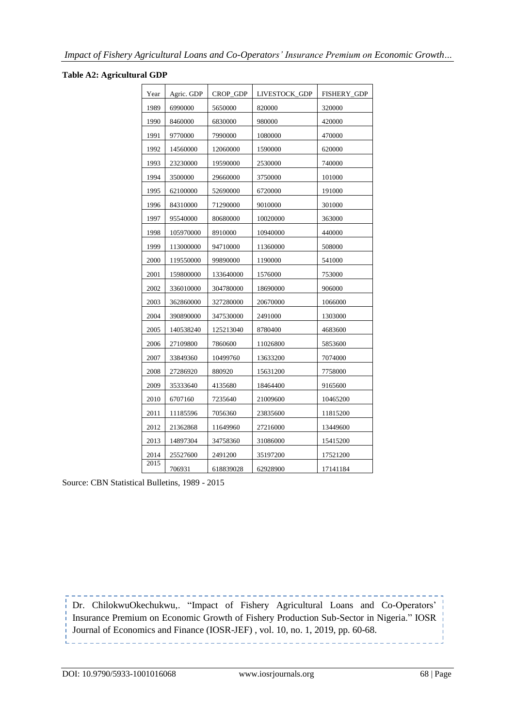**Table A2: Agricultural GDP**

| Year | Agric. GDP | CROP_GDP | LIVESTOCK_GDP | FISHERY_GDP |
|---|---|---|---|---|
| 1989 | 6990000 | 5650000 | 820000 | 320000 |
| 1990 | 8460000 | 6830000 | 980000 | 420000 |
| 1991 | 9770000 | 7990000 | 1080000 | 470000 |
| 1992 | 14560000 | 12060000 | 1590000 | 620000 |
| 1993 | 23230000 | 19590000 | 2530000 | 740000 |
| 1994 | 3500000 | 29660000 | 3750000 | 101000 |
| 1995 | 62100000 | 52690000 | 6720000 | 191000 |
| 1996 | 84310000 | 71290000 | 9010000 | 301000 |
| 1997 | 95540000 | 80680000 | 10020000 | 363000 |
| 1998 | 105970000 | 8910000 | 10940000 | 440000 |
| 1999 | 113000000 | 94710000 | 11360000 | 508000 |
| 2000 | 119550000 | 99890000 | 1190000 | 541000 |
| 2001 | 159800000 | 133640000 | 1576000 | 753000 |
| 2002 | 336010000 | 304780000 | 18690000 | 906000 |
| 2003 | 362860000 | 327280000 | 20670000 | 1066000 |
| 2004 | 390890000 | 347530000 | 2491000 | 1303000 |
| 2005 | 140538240 | 125213040 | 8780400 | 4683600 |
| 2006 | 27109800 | 7860600 | 11026800 | 5853600 |
| 2007 | 33849360 | 10499760 | 13633200 | 7074000 |
| 2008 | 27286920 | 880920 | 15631200 | 7758000 |
| 2009 | 35333640 | 4135680 | 18464400 | 9165600 |
| 2010 | 6707160 | 7235640 | 21009600 | 10465200 |
| 2011 | 11185596 | 7056360 | 23835600 | 11815200 |
| 2012 | 21362868 | 11649960 | 27216000 | 13449600 |
| 2013 | 14897304 | 34758360 | 31086000 | 15415200 |
| 2014 | 25527600 | 2491200 | 35197200 | 17521200 |
| 2015 | 706931 | 618839028 | 62928900 | 17141184 |

Source: CBN Statistical Bulletins, 1989 - 2015

Dr. ChilokwuOkechukwu,. "Impact of Fishery Agricultural Loans and Co-Operators' Insurance Premium on Economic Growth of Fishery Production Sub-Sector in Nigeria." IOSR Journal of Economics and Finance (IOSR-JEF) , vol. 10, no. 1, 2019, pp. 60-68.